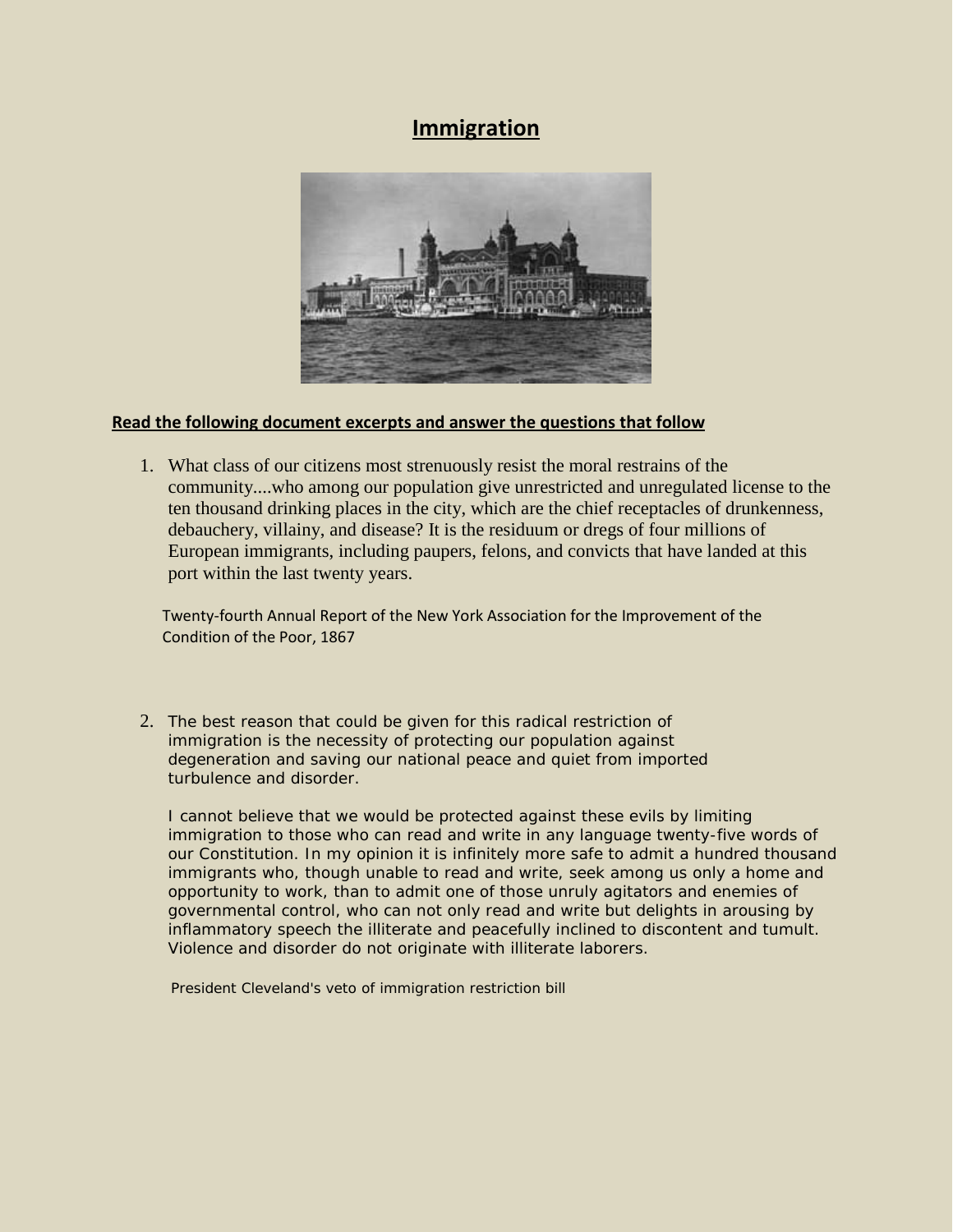# Immigration

**Read the following document excerpts and answer the questions that follow**

1. What class of our citizens most strenuously resist the moral restrains of the community....who among our population give unrestricted and unregulated license to the ten thousand drinking places in the city, which are the chief receptacles of drunkenness, debauchery, villainy, and disease? It is the residuum or dregs of four millions of European immigrants, including paupers, felons, and convicts that have landed at this port within the last twenty years.

   Twenty-fourth Annual Report of the New York Association for the Improvement of the Condition of the Poor, 1867

2. The best reason that could be given for this radical restriction of immigration is the necessity of protecting our population against degeneration and saving our national peace and quiet from imported turbulence and disorder.

   I cannot believe that we would be protected against these evils by limiting immigration to those who can read and write in any language twenty-five words of our Constitution. In my opinion it is infinitely more safe to admit a hundred thousand immigrants who, though unable to read and write, seek among us only a home and opportunity to work, than to admit one of those unruly agitators and enemies of governmental control, who can not only read and write but delights in arousing by inflammatory speech the illiterate and peacefully inclined to discontent and tumult. Violence and disorder do not originate with illiterate laborers.

   President Cleveland's veto of immigration restriction bill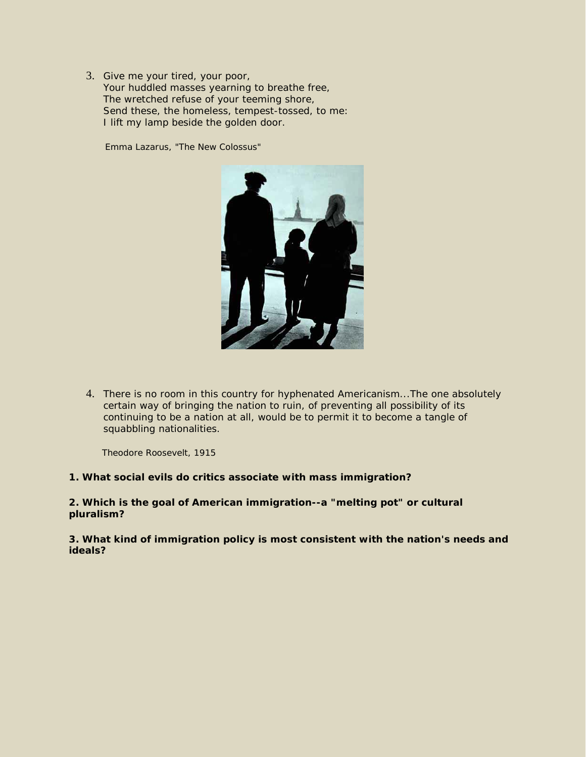3. Give me your tired, your poor,  
   Your huddled masses yearning to breathe free,  
   The wretched refuse of your teeming shore,  
   Send these, the homeless, tempest-tossed, to me:  
   I lift my lamp beside the golden door.

   Emma Lazarus, "The New Colossus"

4. There is no room in this country for hyphenated Americanism...The one absolutely certain way of bringing the nation to ruin, of preventing all possibility of its continuing to be a nation at all, would be to permit it to become a tangle of squabbling nationalities.

   Theodore Roosevelt, 1915

**1. What social evils do critics associate with mass immigration?**

**2. Which is the goal of American immigration--a "melting pot" or cultural pluralism?**

**3. What kind of immigration policy is most consistent with the nation's needs and ideals?**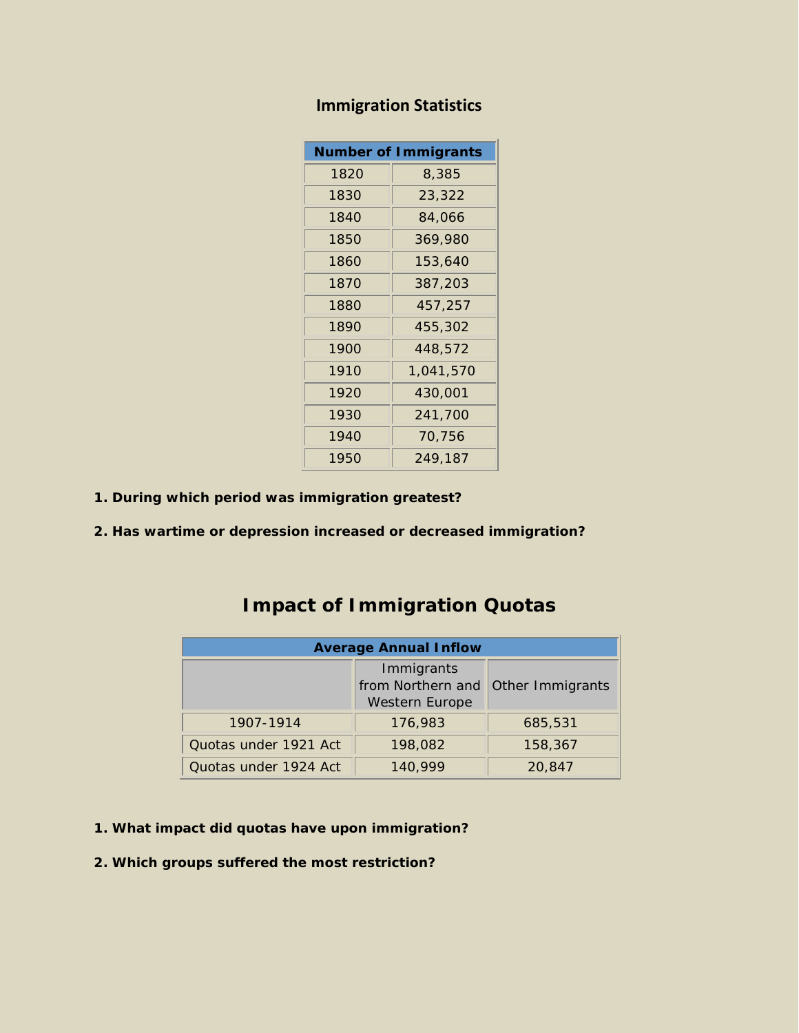## Immigration Statistics

| Number of Immigrants | |
|---|---|
| 1820 | 8,385 |
| 1830 | 23,322 |
| 1840 | 84,066 |
| 1850 | 369,980 |
| 1860 | 153,640 |
| 1870 | 387,203 |
| 1880 | 457,257 |
| 1890 | 455,302 |
| 1900 | 448,572 |
| 1910 | 1,041,570 |
| 1920 | 430,001 |
| 1930 | 241,700 |
| 1940 | 70,756 |
| 1950 | 249,187 |

**1. During which period was immigration greatest?**

**2. Has wartime or depression increased or decreased immigration?**

# Impact of Immigration Quotas

| Average Annual Inflow | | |
|---|---|---|
| | Immigrants from Northern and Western Europe | Other Immigrants |
| 1907-1914 | 176,983 | 685,531 |
| Quotas under 1921 Act | 198,082 | 158,367 |
| Quotas under 1924 Act | 140,999 | 20,847 |

**1. What impact did quotas have upon immigration?**

**2. Which groups suffered the most restriction?**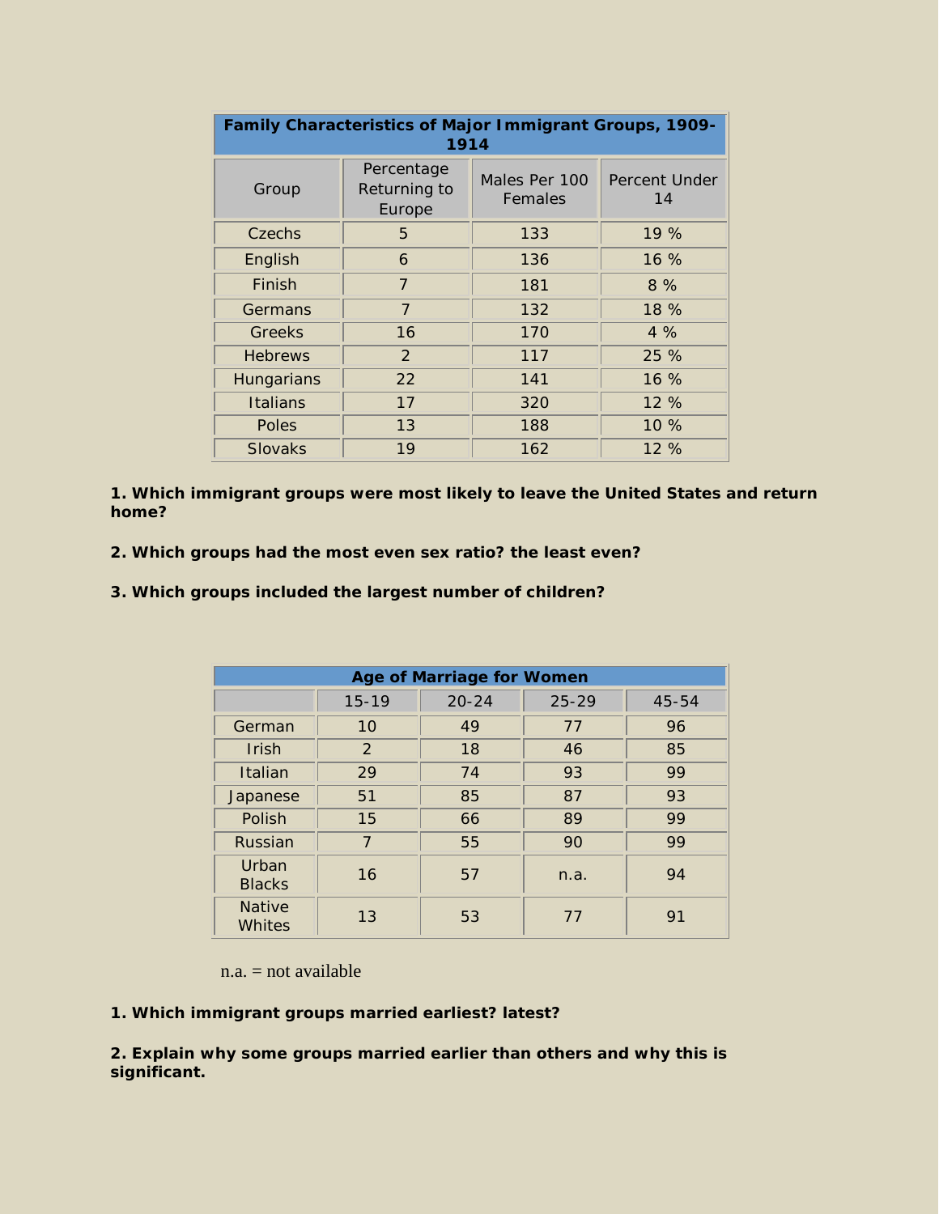| Family Characteristics of Major Immigrant Groups, 1909-1914 | | | |
|---|---|---|---|
| Group | Percentage Returning to Europe | Males Per 100 Females | Percent Under 14 |
| Czechs | 5 | 133 | 19 % |
| English | 6 | 136 | 16 % |
| Finish | 7 | 181 | 8 % |
| Germans | 7 | 132 | 18 % |
| Greeks | 16 | 170 | 4 % |
| Hebrews | 2 | 117 | 25 % |
| Hungarians | 22 | 141 | 16 % |
| Italians | 17 | 320 | 12 % |
| Poles | 13 | 188 | 10 % |
| Slovaks | 19 | 162 | 12 % |

**1. Which immigrant groups were most likely to leave the United States and return home?**

**2. Which groups had the most even sex ratio? the least even?**

**3. Which groups included the largest number of children?**

| Age of Marriage for Women | | | | |
|---|---|---|---|---|
| | 15-19 | 20-24 | 25-29 | 45-54 |
| German | 10 | 49 | 77 | 96 |
| Irish | 2 | 18 | 46 | 85 |
| Italian | 29 | 74 | 93 | 99 |
| Japanese | 51 | 85 | 87 | 93 |
| Polish | 15 | 66 | 89 | 99 |
| Russian | 7 | 55 | 90 | 99 |
| Urban Blacks | 16 | 57 | n.a. | 94 |
| Native Whites | 13 | 53 | 77 | 91 |

n.a. = not available

**1. Which immigrant groups married earliest? latest?**

**2. Explain why some groups married earlier than others and why this is significant.**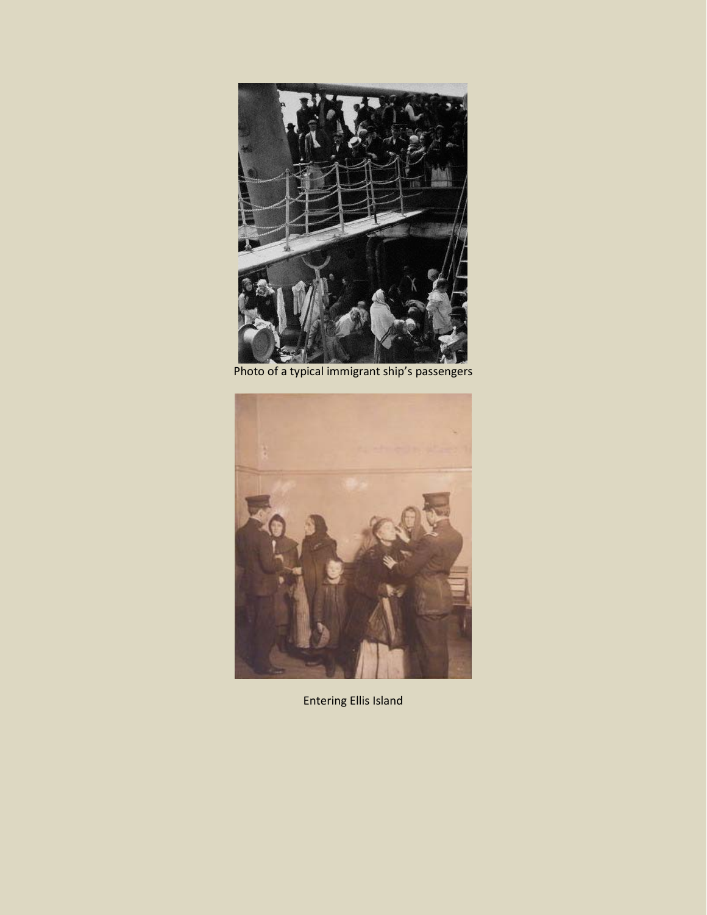Photo of a typical immigrant ship's passengers

Entering Ellis Island